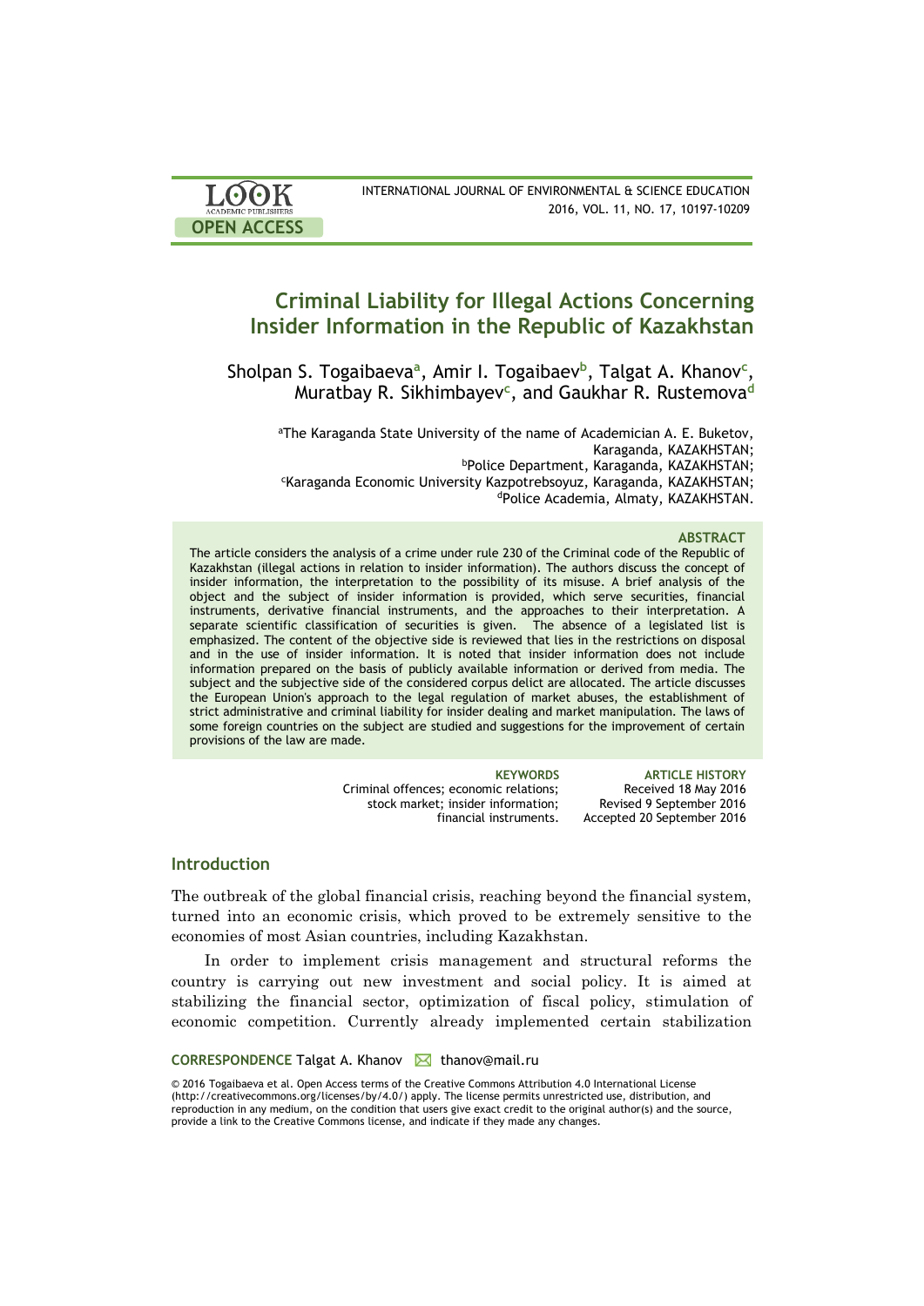# Criminal Liability for Illegal Actions Concerning Insider Information in the Republic of Kazakhstan

Sholpan S. Togaibaeva[a], Amir I. Togaibaev[b], Talgat A. Khanov[c], Muratbay R. Sikhimbayev[c], and Gaukhar R. Rustemova[d]

[a]The Karaganda State University of the name of Academician A. E. Buketov, Karaganda, KAZAKHSTAN;
[b]Police Department, Karaganda, KAZAKHSTAN;
[c]Karaganda Economic University Kazpotrebsoyuz, Karaganda, KAZAKHSTAN;
[d]Police Academia, Almaty, KAZAKHSTAN.

## ABSTRACT

The article considers the analysis of a crime under rule 230 of the Criminal code of the Republic of Kazakhstan (illegal actions in relation to insider information). The authors discuss the concept of insider information, the interpretation to the possibility of its misuse. A brief analysis of the object and the subject of insider information is provided, which serve securities, financial instruments, derivative financial instruments, and the approaches to their interpretation. A separate scientific classification of securities is given. The absence of a legislated list is emphasized. The content of the objective side is reviewed that lies in the restrictions on disposal and in the use of insider information. It is noted that insider information does not include information prepared on the basis of publicly available information or derived from media. The subject and the subjective side of the considered corpus delict are allocated. The article discusses the European Union's approach to the legal regulation of market abuses, the establishment of strict administrative and criminal liability for insider dealing and market manipulation. The laws of some foreign countries on the subject are studied and suggestions for the improvement of certain provisions of the law are made.

**KEYWORDS**
Criminal offences; economic relations; stock market; insider information; financial instruments.

**ARTICLE HISTORY**
Received 18 May 2016
Revised 9 September 2016
Accepted 20 September 2016

## Introduction

The outbreak of the global financial crisis, reaching beyond the financial system, turned into an economic crisis, which proved to be extremely sensitive to the economies of most Asian countries, including Kazakhstan.

In order to implement crisis management and structural reforms the country is carrying out new investment and social policy. It is aimed at stabilizing the financial sector, optimization of fiscal policy, stimulation of economic competition. Currently already implemented certain stabilization

**CORRESPONDENCE** Talgat A. Khanov thanov@mail.ru

© 2016 Togaibaeva et al. Open Access terms of the Creative Commons Attribution 4.0 International License (http://creativecommons.org/licenses/by/4.0/) apply. The license permits unrestricted use, distribution, and reproduction in any medium, on the condition that users give exact credit to the original author(s) and the source, provide a link to the Creative Commons license, and indicate if they made any changes.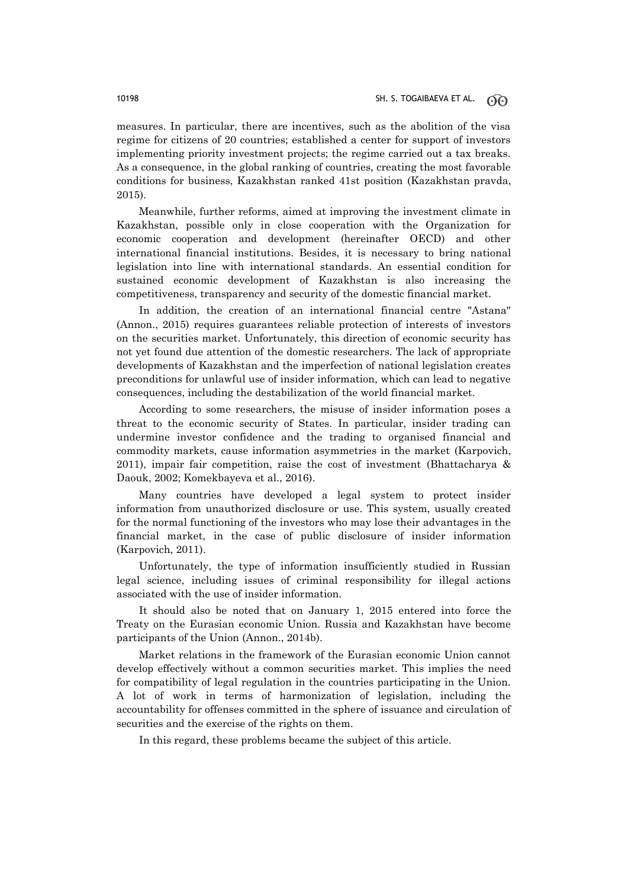measures. In particular, there are incentives, such as the abolition of the visa regime for citizens of 20 countries; established a center for support of investors implementing priority investment projects; the regime carried out a tax breaks. As a consequence, in the global ranking of countries, creating the most favorable conditions for business, Kazakhstan ranked 41st position (Kazakhstan pravda, 2015).

Meanwhile, further reforms, aimed at improving the investment climate in Kazakhstan, possible only in close cooperation with the Organization for economic cooperation and development (hereinafter OECD) and other international financial institutions. Besides, it is necessary to bring national legislation into line with international standards. An essential condition for sustained economic development of Kazakhstan is also increasing the competitiveness, transparency and security of the domestic financial market.

In addition, the creation of an international financial centre "Astana" (Annon., 2015) requires guarantees reliable protection of interests of investors on the securities market. Unfortunately, this direction of economic security has not yet found due attention of the domestic researchers. The lack of appropriate developments of Kazakhstan and the imperfection of national legislation creates preconditions for unlawful use of insider information, which can lead to negative consequences, including the destabilization of the world financial market.

According to some researchers, the misuse of insider information poses a threat to the economic security of States. In particular, insider trading can undermine investor confidence and the trading to organised financial and commodity markets, cause information asymmetries in the market (Karpovich, 2011), impair fair competition, raise the cost of investment (Bhattacharya & Daouk, 2002; Komekbayeva et al., 2016).

Many countries have developed a legal system to protect insider information from unauthorized disclosure or use. This system, usually created for the normal functioning of the investors who may lose their advantages in the financial market, in the case of public disclosure of insider information (Karpovich, 2011).

Unfortunately, the type of information insufficiently studied in Russian legal science, including issues of criminal responsibility for illegal actions associated with the use of insider information.

It should also be noted that on January 1, 2015 entered into force the Treaty on the Eurasian economic Union. Russia and Kazakhstan have become participants of the Union (Annon., 2014b).

Market relations in the framework of the Eurasian economic Union cannot develop effectively without a common securities market. This implies the need for compatibility of legal regulation in the countries participating in the Union. A lot of work in terms of harmonization of legislation, including the accountability for offenses committed in the sphere of issuance and circulation of securities and the exercise of the rights on them.

In this regard, these problems became the subject of this article.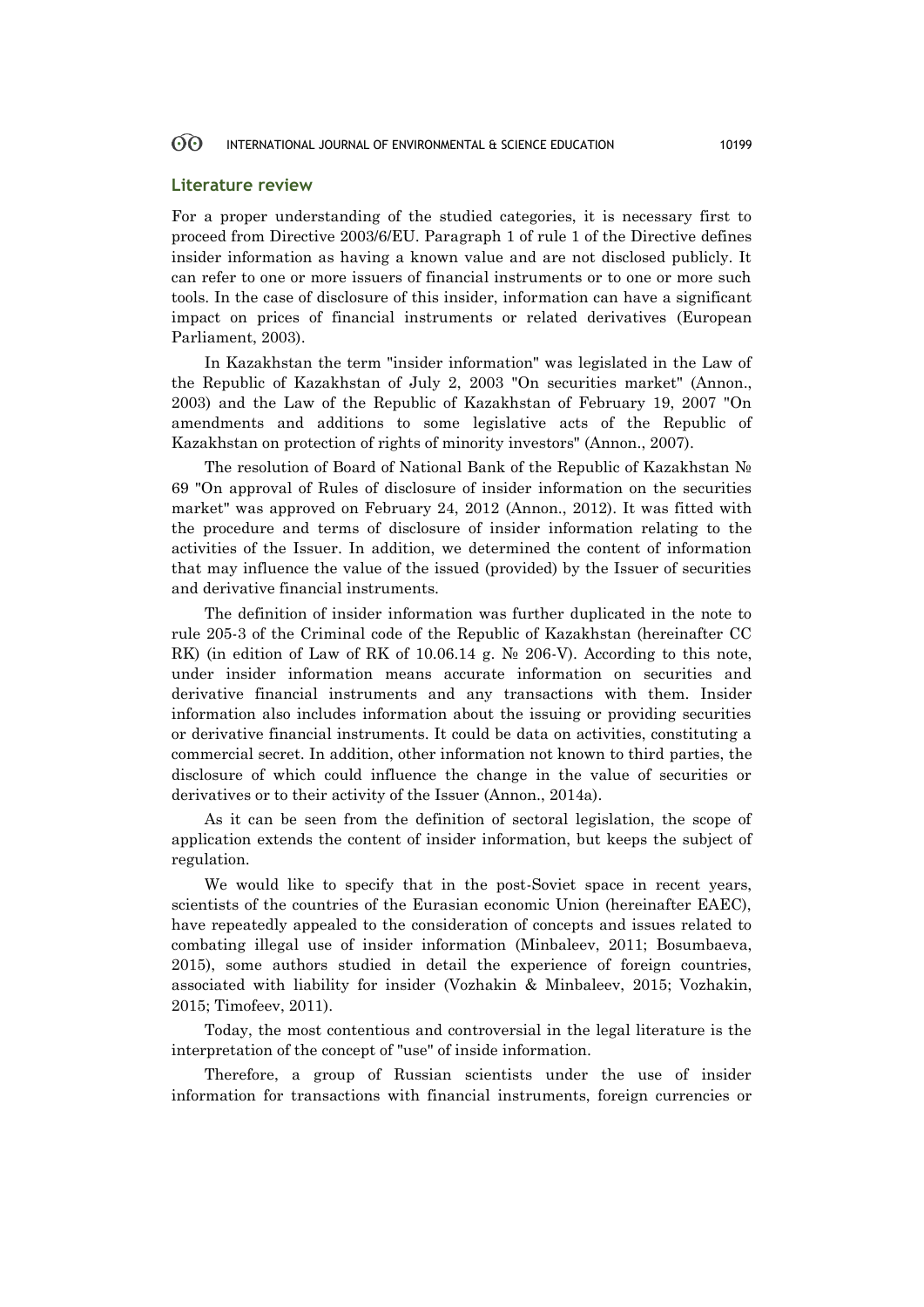## Literature review

For a proper understanding of the studied categories, it is necessary first to proceed from Directive 2003/6/EU. Paragraph 1 of rule 1 of the Directive defines insider information as having a known value and are not disclosed publicly. It can refer to one or more issuers of financial instruments or to one or more such tools. In the case of disclosure of this insider, information can have a significant impact on prices of financial instruments or related derivatives (European Parliament, 2003).

In Kazakhstan the term "insider information" was legislated in the Law of the Republic of Kazakhstan of July 2, 2003 "On securities market" (Annon., 2003) and the Law of the Republic of Kazakhstan of February 19, 2007 "On amendments and additions to some legislative acts of the Republic of Kazakhstan on protection of rights of minority investors" (Annon., 2007).

The resolution of Board of National Bank of the Republic of Kazakhstan № 69 "On approval of Rules of disclosure of insider information on the securities market" was approved on February 24, 2012 (Annon., 2012). It was fitted with the procedure and terms of disclosure of insider information relating to the activities of the Issuer. In addition, we determined the content of information that may influence the value of the issued (provided) by the Issuer of securities and derivative financial instruments.

The definition of insider information was further duplicated in the note to rule 205-3 of the Criminal code of the Republic of Kazakhstan (hereinafter CC RK) (in edition of Law of RK of 10.06.14 g. № 206-V). According to this note, under insider information means accurate information on securities and derivative financial instruments and any transactions with them. Insider information also includes information about the issuing or providing securities or derivative financial instruments. It could be data on activities, constituting a commercial secret. In addition, other information not known to third parties, the disclosure of which could influence the change in the value of securities or derivatives or to their activity of the Issuer (Annon., 2014a).

As it can be seen from the definition of sectoral legislation, the scope of application extends the content of insider information, but keeps the subject of regulation.

We would like to specify that in the post-Soviet space in recent years, scientists of the countries of the Eurasian economic Union (hereinafter EAEC), have repeatedly appealed to the consideration of concepts and issues related to combating illegal use of insider information (Minbaleev, 2011; Bosumbaeva, 2015), some authors studied in detail the experience of foreign countries, associated with liability for insider (Vozhakin & Minbaleev, 2015; Vozhakin, 2015; Timofeev, 2011).

Today, the most contentious and controversial in the legal literature is the interpretation of the concept of "use" of inside information.

Therefore, a group of Russian scientists under the use of insider information for transactions with financial instruments, foreign currencies or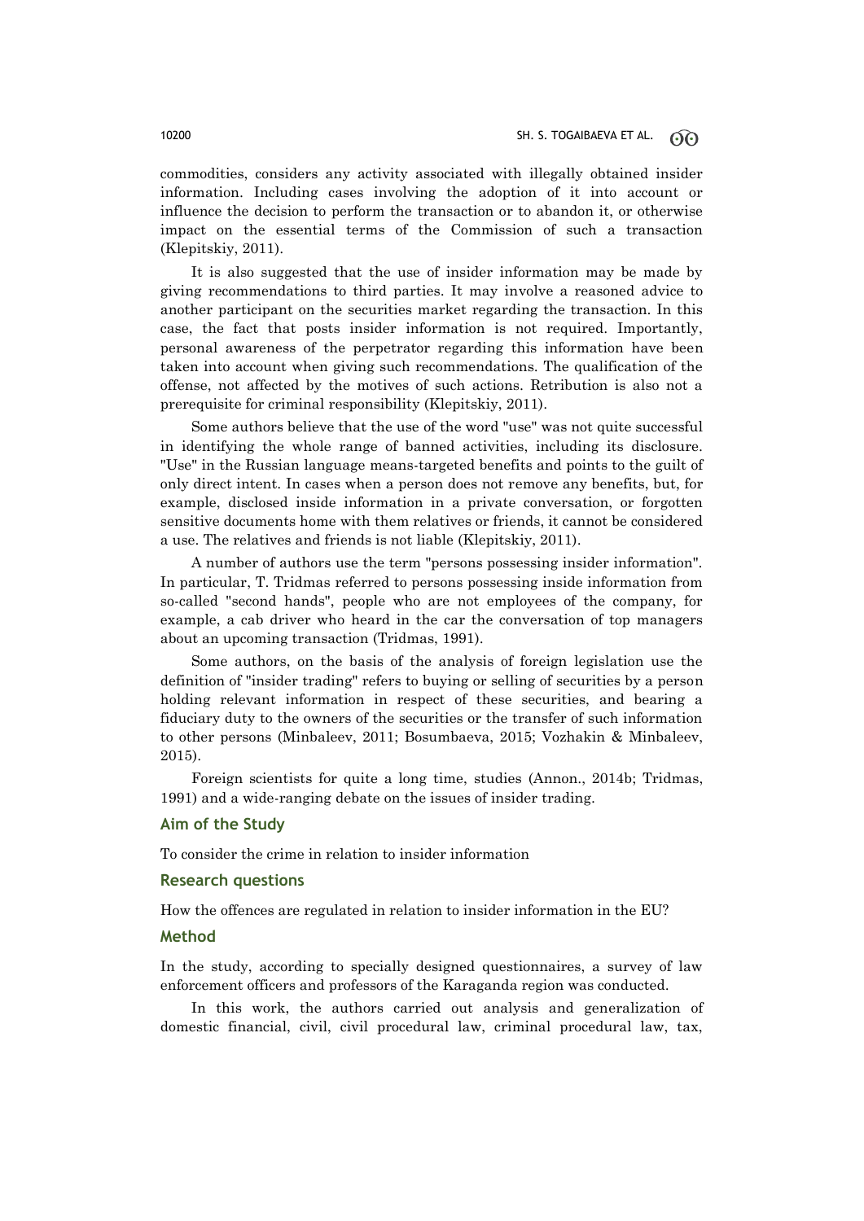commodities, considers any activity associated with illegally obtained insider information. Including cases involving the adoption of it into account or influence the decision to perform the transaction or to abandon it, or otherwise impact on the essential terms of the Commission of such a transaction (Klepitskiy, 2011).

It is also suggested that the use of insider information may be made by giving recommendations to third parties. It may involve a reasoned advice to another participant on the securities market regarding the transaction. In this case, the fact that posts insider information is not required. Importantly, personal awareness of the perpetrator regarding this information have been taken into account when giving such recommendations. The qualification of the offense, not affected by the motives of such actions. Retribution is also not a prerequisite for criminal responsibility (Klepitskiy, 2011).

Some authors believe that the use of the word "use" was not quite successful in identifying the whole range of banned activities, including its disclosure. "Use" in the Russian language means-targeted benefits and points to the guilt of only direct intent. In cases when a person does not remove any benefits, but, for example, disclosed inside information in a private conversation, or forgotten sensitive documents home with them relatives or friends, it cannot be considered a use. The relatives and friends is not liable (Klepitskiy, 2011).

A number of authors use the term "persons possessing insider information". In particular, T. Tridmas referred to persons possessing inside information from so-called "second hands", people who are not employees of the company, for example, a cab driver who heard in the car the conversation of top managers about an upcoming transaction (Tridmas, 1991).

Some authors, on the basis of the analysis of foreign legislation use the definition of "insider trading" refers to buying or selling of securities by a person holding relevant information in respect of these securities, and bearing a fiduciary duty to the owners of the securities or the transfer of such information to other persons (Minbaleev, 2011; Bosumbaeva, 2015; Vozhakin & Minbaleev, 2015).

Foreign scientists for quite a long time, studies (Annon., 2014b; Tridmas, 1991) and a wide-ranging debate on the issues of insider trading.

## Aim of the Study

To consider the crime in relation to insider information

## Research questions

How the offences are regulated in relation to insider information in the EU?

## Method

In the study, according to specially designed questionnaires, a survey of law enforcement officers and professors of the Karaganda region was conducted.

In this work, the authors carried out analysis and generalization of domestic financial, civil, civil procedural law, criminal procedural law, tax,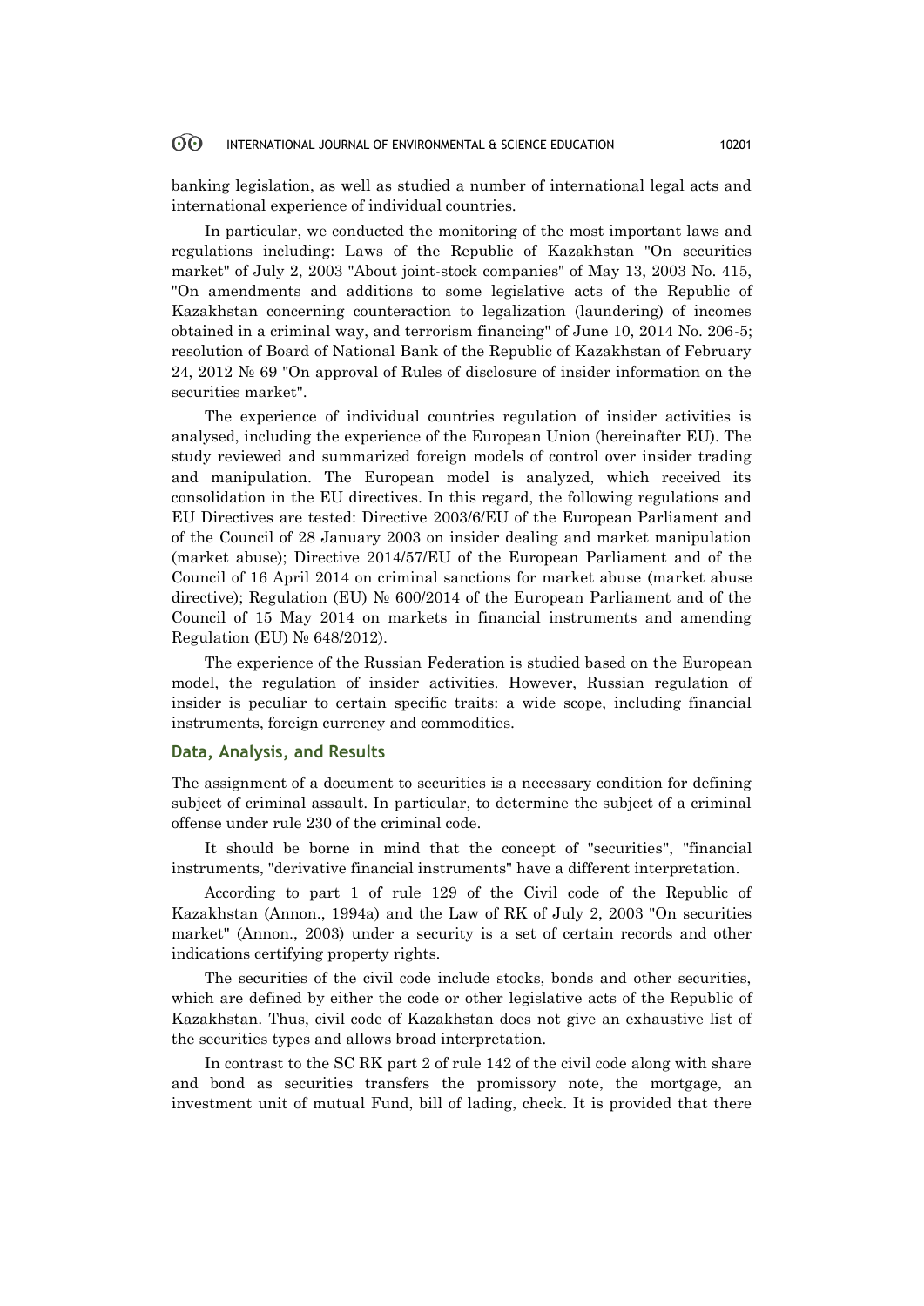banking legislation, as well as studied a number of international legal acts and international experience of individual countries.

In particular, we conducted the monitoring of the most important laws and regulations including: Laws of the Republic of Kazakhstan "On securities market" of July 2, 2003 "About joint-stock companies" of May 13, 2003 No. 415, "On amendments and additions to some legislative acts of the Republic of Kazakhstan concerning counteraction to legalization (laundering) of incomes obtained in a criminal way, and terrorism financing" of June 10, 2014 No. 206-5; resolution of Board of National Bank of the Republic of Kazakhstan of February 24, 2012 № 69 "On approval of Rules of disclosure of insider information on the securities market".

The experience of individual countries regulation of insider activities is analysed, including the experience of the European Union (hereinafter EU). The study reviewed and summarized foreign models of control over insider trading and manipulation. The European model is analyzed, which received its consolidation in the EU directives. In this regard, the following regulations and EU Directives are tested: Directive 2003/6/EU of the European Parliament and of the Council of 28 January 2003 on insider dealing and market manipulation (market abuse); Directive 2014/57/EU of the European Parliament and of the Council of 16 April 2014 on criminal sanctions for market abuse (market abuse directive); Regulation (EU) № 600/2014 of the European Parliament and of the Council of 15 May 2014 on markets in financial instruments and amending Regulation (EU) № 648/2012).

The experience of the Russian Federation is studied based on the European model, the regulation of insider activities. However, Russian regulation of insider is peculiar to certain specific traits: a wide scope, including financial instruments, foreign currency and commodities.

## Data, Analysis, and Results

The assignment of a document to securities is a necessary condition for defining subject of criminal assault. In particular, to determine the subject of a criminal offense under rule 230 of the criminal code.

It should be borne in mind that the concept of "securities", "financial instruments, "derivative financial instruments" have a different interpretation.

According to part 1 of rule 129 of the Civil code of the Republic of Kazakhstan (Annon., 1994a) and the Law of RK of July 2, 2003 "On securities market" (Annon., 2003) under a security is a set of certain records and other indications certifying property rights.

The securities of the civil code include stocks, bonds and other securities, which are defined by either the code or other legislative acts of the Republic of Kazakhstan. Thus, civil code of Kazakhstan does not give an exhaustive list of the securities types and allows broad interpretation.

In contrast to the SC RK part 2 of rule 142 of the civil code along with share and bond as securities transfers the promissory note, the mortgage, an investment unit of mutual Fund, bill of lading, check. It is provided that there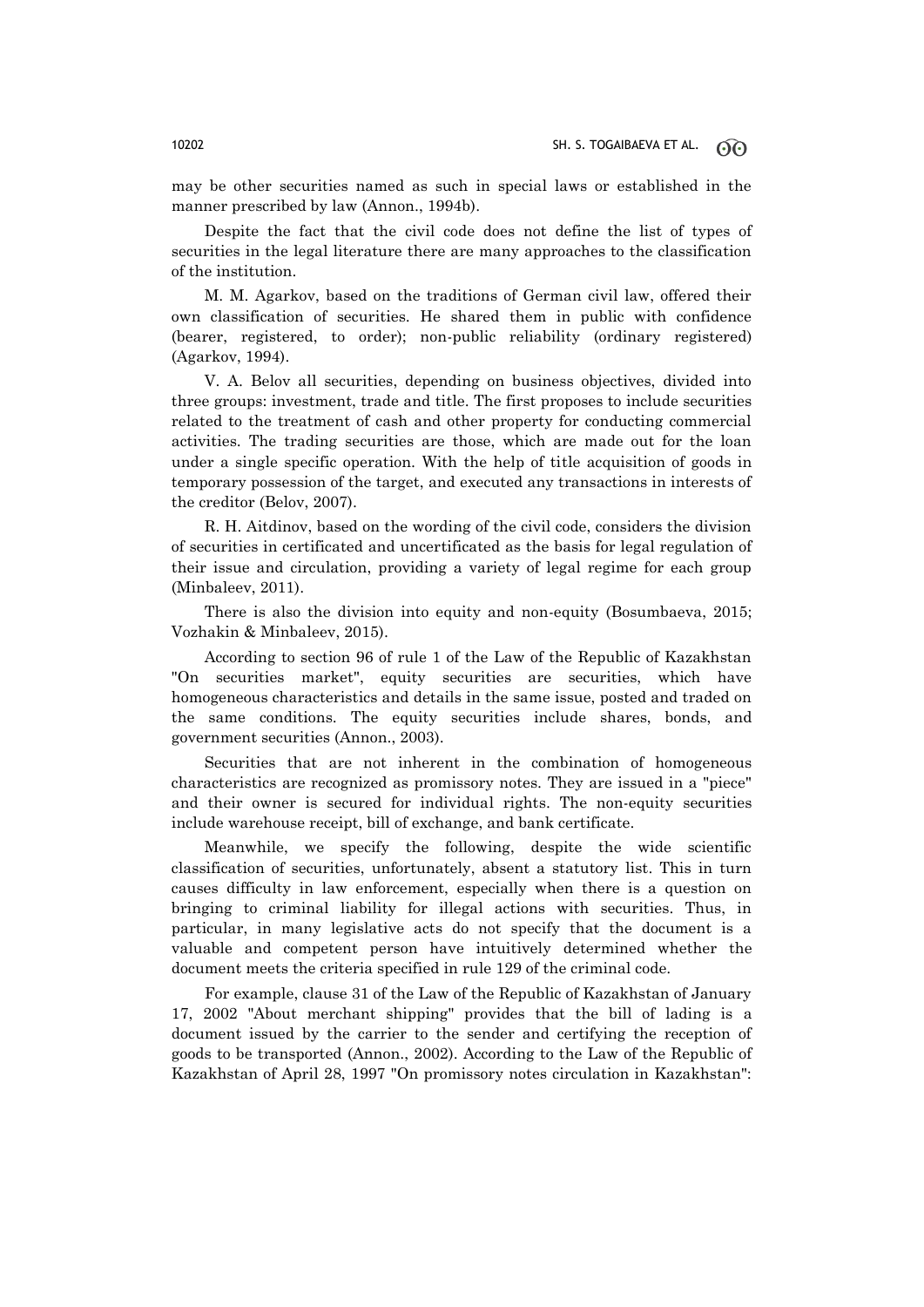may be other securities named as such in special laws or established in the manner prescribed by law (Annon., 1994b).

Despite the fact that the civil code does not define the list of types of securities in the legal literature there are many approaches to the classification of the institution.

M. M. Agarkov, based on the traditions of German civil law, offered their own classification of securities. He shared them in public with confidence (bearer, registered, to order); non-public reliability (ordinary registered) (Agarkov, 1994).

V. A. Belov all securities, depending on business objectives, divided into three groups: investment, trade and title. The first proposes to include securities related to the treatment of cash and other property for conducting commercial activities. The trading securities are those, which are made out for the loan under a single specific operation. With the help of title acquisition of goods in temporary possession of the target, and executed any transactions in interests of the creditor (Belov, 2007).

R. H. Aitdinov, based on the wording of the civil code, considers the division of securities in certificated and uncertificated as the basis for legal regulation of their issue and circulation, providing a variety of legal regime for each group (Minbaleev, 2011).

There is also the division into equity and non-equity (Bosumbaeva, 2015; Vozhakin & Minbaleev, 2015).

According to section 96 of rule 1 of the Law of the Republic of Kazakhstan "On securities market", equity securities are securities, which have homogeneous characteristics and details in the same issue, posted and traded on the same conditions. The equity securities include shares, bonds, and government securities (Annon., 2003).

Securities that are not inherent in the combination of homogeneous characteristics are recognized as promissory notes. They are issued in a "piece" and their owner is secured for individual rights. The non-equity securities include warehouse receipt, bill of exchange, and bank certificate.

Meanwhile, we specify the following, despite the wide scientific classification of securities, unfortunately, absent a statutory list. This in turn causes difficulty in law enforcement, especially when there is a question on bringing to criminal liability for illegal actions with securities. Thus, in particular, in many legislative acts do not specify that the document is a valuable and competent person have intuitively determined whether the document meets the criteria specified in rule 129 of the criminal code.

For example, clause 31 of the Law of the Republic of Kazakhstan of January 17, 2002 "About merchant shipping" provides that the bill of lading is a document issued by the carrier to the sender and certifying the reception of goods to be transported (Annon., 2002). According to the Law of the Republic of Kazakhstan of April 28, 1997 "On promissory notes circulation in Kazakhstan":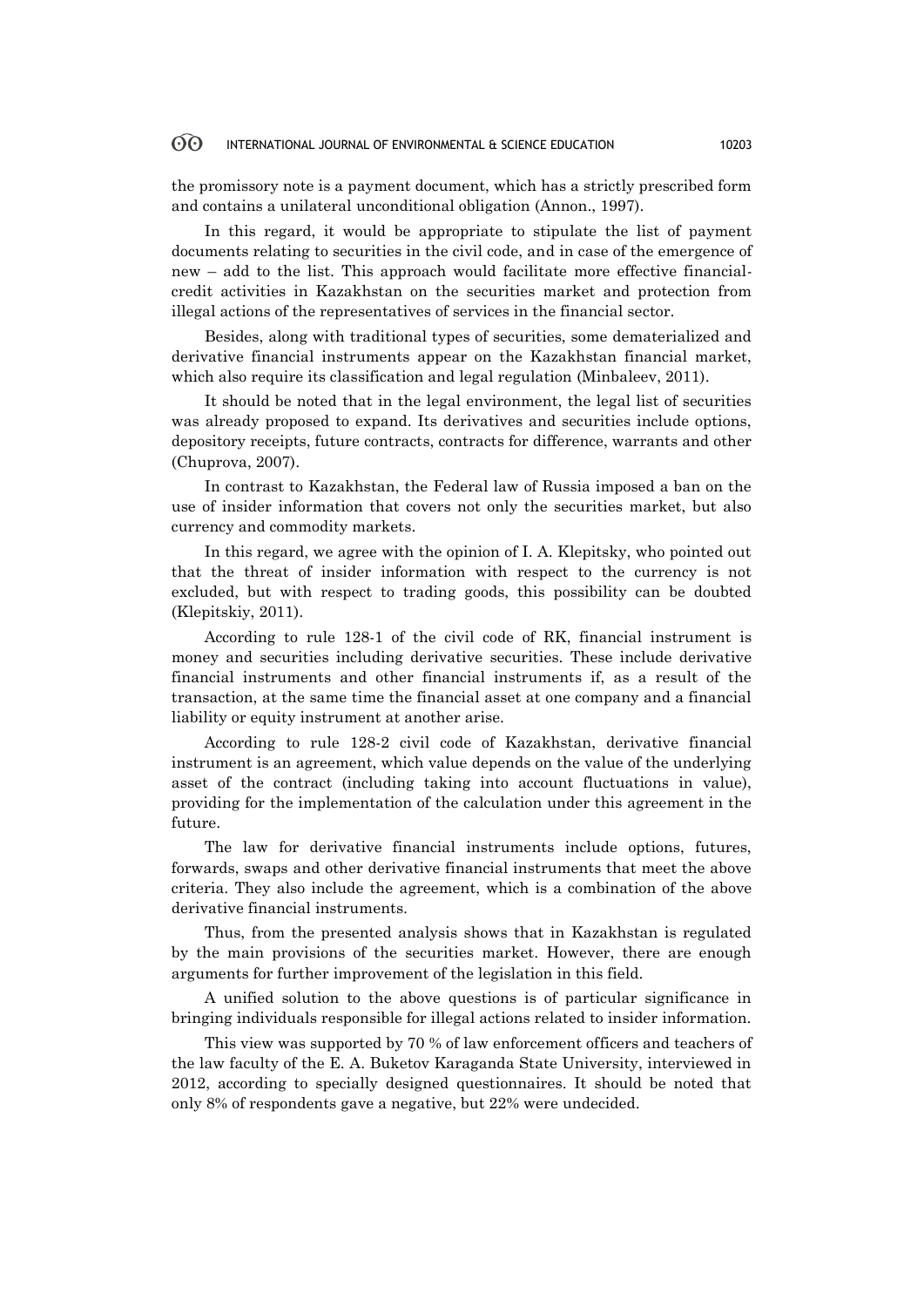the promissory note is a payment document, which has a strictly prescribed form and contains a unilateral unconditional obligation (Annon., 1997).

In this regard, it would be appropriate to stipulate the list of payment documents relating to securities in the civil code, and in case of the emergence of new – add to the list. This approach would facilitate more effective financial-credit activities in Kazakhstan on the securities market and protection from illegal actions of the representatives of services in the financial sector.

Besides, along with traditional types of securities, some dematerialized and derivative financial instruments appear on the Kazakhstan financial market, which also require its classification and legal regulation (Minbaleev, 2011).

It should be noted that in the legal environment, the legal list of securities was already proposed to expand. Its derivatives and securities include options, depository receipts, future contracts, contracts for difference, warrants and other (Chuprova, 2007).

In contrast to Kazakhstan, the Federal law of Russia imposed a ban on the use of insider information that covers not only the securities market, but also currency and commodity markets.

In this regard, we agree with the opinion of I. A. Klepitsky, who pointed out that the threat of insider information with respect to the currency is not excluded, but with respect to trading goods, this possibility can be doubted (Klepitskiy, 2011).

According to rule 128-1 of the civil code of RK, financial instrument is money and securities including derivative securities. These include derivative financial instruments and other financial instruments if, as a result of the transaction, at the same time the financial asset at one company and a financial liability or equity instrument at another arise.

According to rule 128-2 civil code of Kazakhstan, derivative financial instrument is an agreement, which value depends on the value of the underlying asset of the contract (including taking into account fluctuations in value), providing for the implementation of the calculation under this agreement in the future.

The law for derivative financial instruments include options, futures, forwards, swaps and other derivative financial instruments that meet the above criteria. They also include the agreement, which is a combination of the above derivative financial instruments.

Thus, from the presented analysis shows that in Kazakhstan is regulated by the main provisions of the securities market. However, there are enough arguments for further improvement of the legislation in this field.

A unified solution to the above questions is of particular significance in bringing individuals responsible for illegal actions related to insider information.

This view was supported by 70 % of law enforcement officers and teachers of the law faculty of the E. A. Buketov Karaganda State University, interviewed in 2012, according to specially designed questionnaires. It should be noted that only 8% of respondents gave a negative, but 22% were undecided.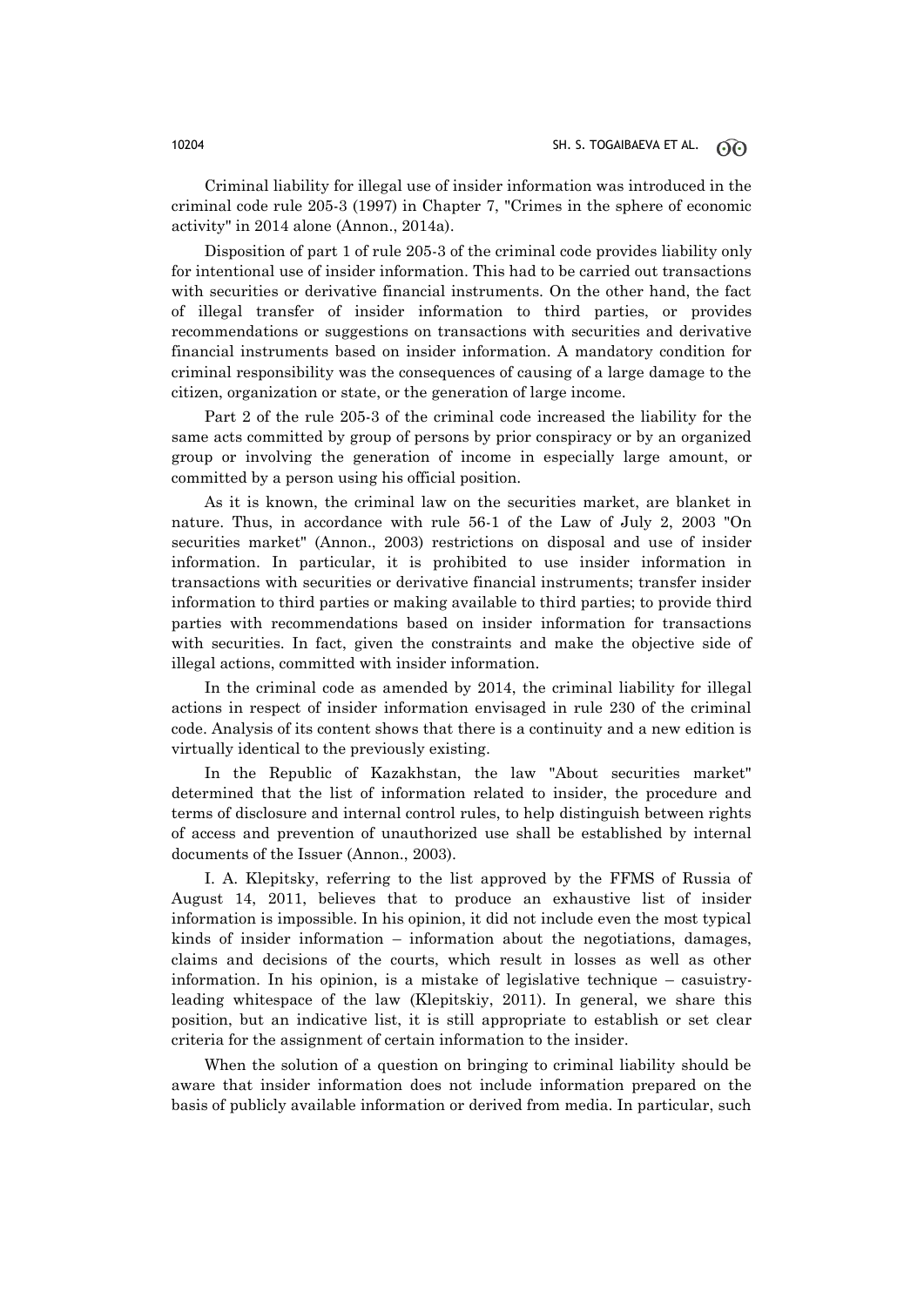Criminal liability for illegal use of insider information was introduced in the criminal code rule 205-3 (1997) in Chapter 7, "Crimes in the sphere of economic activity" in 2014 alone (Annon., 2014a).

Disposition of part 1 of rule 205-3 of the criminal code provides liability only for intentional use of insider information. This had to be carried out transactions with securities or derivative financial instruments. On the other hand, the fact of illegal transfer of insider information to third parties, or provides recommendations or suggestions on transactions with securities and derivative financial instruments based on insider information. A mandatory condition for criminal responsibility was the consequences of causing of a large damage to the citizen, organization or state, or the generation of large income.

Part 2 of the rule 205-3 of the criminal code increased the liability for the same acts committed by group of persons by prior conspiracy or by an organized group or involving the generation of income in especially large amount, or committed by a person using his official position.

As it is known, the criminal law on the securities market, are blanket in nature. Thus, in accordance with rule 56-1 of the Law of July 2, 2003 "On securities market" (Annon., 2003) restrictions on disposal and use of insider information. In particular, it is prohibited to use insider information in transactions with securities or derivative financial instruments; transfer insider information to third parties or making available to third parties; to provide third parties with recommendations based on insider information for transactions with securities. In fact, given the constraints and make the objective side of illegal actions, committed with insider information.

In the criminal code as amended by 2014, the criminal liability for illegal actions in respect of insider information envisaged in rule 230 of the criminal code. Analysis of its content shows that there is a continuity and a new edition is virtually identical to the previously existing.

In the Republic of Kazakhstan, the law "About securities market" determined that the list of information related to insider, the procedure and terms of disclosure and internal control rules, to help distinguish between rights of access and prevention of unauthorized use shall be established by internal documents of the Issuer (Annon., 2003).

I. A. Klepitsky, referring to the list approved by the FFMS of Russia of August 14, 2011, believes that to produce an exhaustive list of insider information is impossible. In his opinion, it did not include even the most typical kinds of insider information – information about the negotiations, damages, claims and decisions of the courts, which result in losses as well as other information. In his opinion, is a mistake of legislative technique – casuistry-leading whitespace of the law (Klepitskiy, 2011). In general, we share this position, but an indicative list, it is still appropriate to establish or set clear criteria for the assignment of certain information to the insider.

When the solution of a question on bringing to criminal liability should be aware that insider information does not include information prepared on the basis of publicly available information or derived from media. In particular, such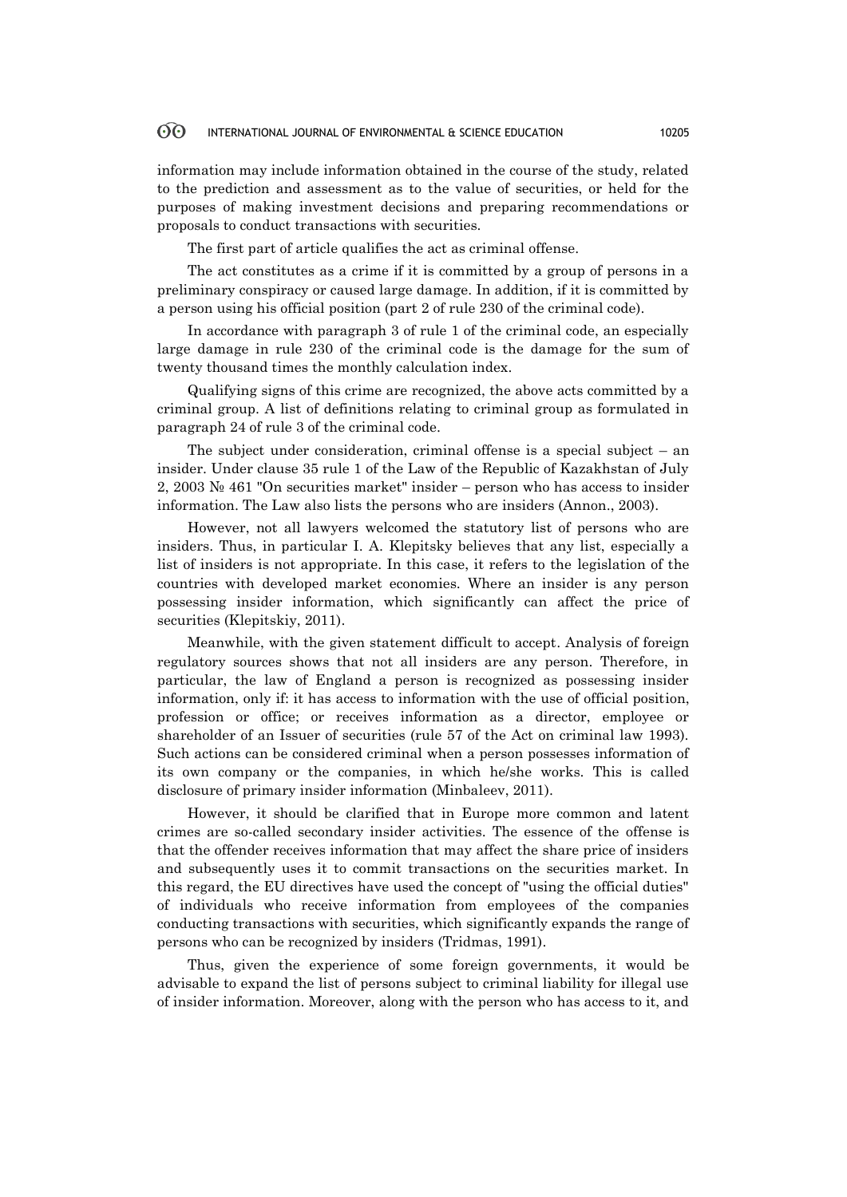information may include information obtained in the course of the study, related to the prediction and assessment as to the value of securities, or held for the purposes of making investment decisions and preparing recommendations or proposals to conduct transactions with securities.

The first part of article qualifies the act as criminal offense.

The act constitutes as a crime if it is committed by a group of persons in a preliminary conspiracy or caused large damage. In addition, if it is committed by a person using his official position (part 2 of rule 230 of the criminal code).

In accordance with paragraph 3 of rule 1 of the criminal code, an especially large damage in rule 230 of the criminal code is the damage for the sum of twenty thousand times the monthly calculation index.

Qualifying signs of this crime are recognized, the above acts committed by a criminal group. A list of definitions relating to criminal group as formulated in paragraph 24 of rule 3 of the criminal code.

The subject under consideration, criminal offense is a special subject – an insider. Under clause 35 rule 1 of the Law of the Republic of Kazakhstan of July 2, 2003 № 461 "On securities market" insider – person who has access to insider information. The Law also lists the persons who are insiders (Annon., 2003).

However, not all lawyers welcomed the statutory list of persons who are insiders. Thus, in particular I. A. Klepitsky believes that any list, especially a list of insiders is not appropriate. In this case, it refers to the legislation of the countries with developed market economies. Where an insider is any person possessing insider information, which significantly can affect the price of securities (Klepitskiy, 2011).

Meanwhile, with the given statement difficult to accept. Analysis of foreign regulatory sources shows that not all insiders are any person. Therefore, in particular, the law of England a person is recognized as possessing insider information, only if: it has access to information with the use of official position, profession or office; or receives information as a director, employee or shareholder of an Issuer of securities (rule 57 of the Act on criminal law 1993). Such actions can be considered criminal when a person possesses information of its own company or the companies, in which he/she works. This is called disclosure of primary insider information (Minbaleev, 2011).

However, it should be clarified that in Europe more common and latent crimes are so-called secondary insider activities. The essence of the offense is that the offender receives information that may affect the share price of insiders and subsequently uses it to commit transactions on the securities market. In this regard, the EU directives have used the concept of "using the official duties" of individuals who receive information from employees of the companies conducting transactions with securities, which significantly expands the range of persons who can be recognized by insiders (Tridmas, 1991).

Thus, given the experience of some foreign governments, it would be advisable to expand the list of persons subject to criminal liability for illegal use of insider information. Moreover, along with the person who has access to it, and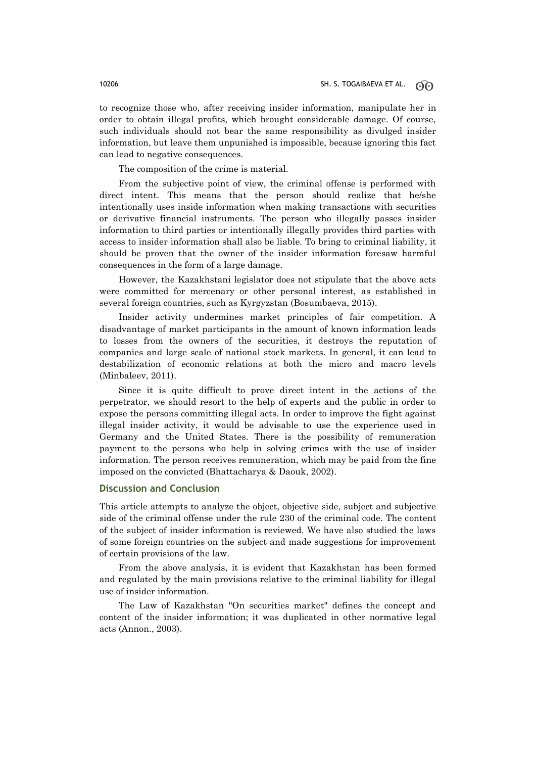to recognize those who, after receiving insider information, manipulate her in order to obtain illegal profits, which brought considerable damage. Of course, such individuals should not bear the same responsibility as divulged insider information, but leave them unpunished is impossible, because ignoring this fact can lead to negative consequences.

The composition of the crime is material.

From the subjective point of view, the criminal offense is performed with direct intent. This means that the person should realize that he/she intentionally uses inside information when making transactions with securities or derivative financial instruments. The person who illegally passes insider information to third parties or intentionally illegally provides third parties with access to insider information shall also be liable. To bring to criminal liability, it should be proven that the owner of the insider information foresaw harmful consequences in the form of a large damage.

However, the Kazakhstani legislator does not stipulate that the above acts were committed for mercenary or other personal interest, as established in several foreign countries, such as Kyrgyzstan (Bosumbaeva, 2015).

Insider activity undermines market principles of fair competition. A disadvantage of market participants in the amount of known information leads to losses from the owners of the securities, it destroys the reputation of companies and large scale of national stock markets. In general, it can lead to destabilization of economic relations at both the micro and macro levels (Minbaleev, 2011).

Since it is quite difficult to prove direct intent in the actions of the perpetrator, we should resort to the help of experts and the public in order to expose the persons committing illegal acts. In order to improve the fight against illegal insider activity, it would be advisable to use the experience used in Germany and the United States. There is the possibility of remuneration payment to the persons who help in solving crimes with the use of insider information. The person receives remuneration, which may be paid from the fine imposed on the convicted (Bhattacharya & Daouk, 2002).

## Discussion and Conclusion

This article attempts to analyze the object, objective side, subject and subjective side of the criminal offense under the rule 230 of the criminal code. The content of the subject of insider information is reviewed. We have also studied the laws of some foreign countries on the subject and made suggestions for improvement of certain provisions of the law.

From the above analysis, it is evident that Kazakhstan has been formed and regulated by the main provisions relative to the criminal liability for illegal use of insider information.

The Law of Kazakhstan "On securities market" defines the concept and content of the insider information; it was duplicated in other normative legal acts (Annon., 2003).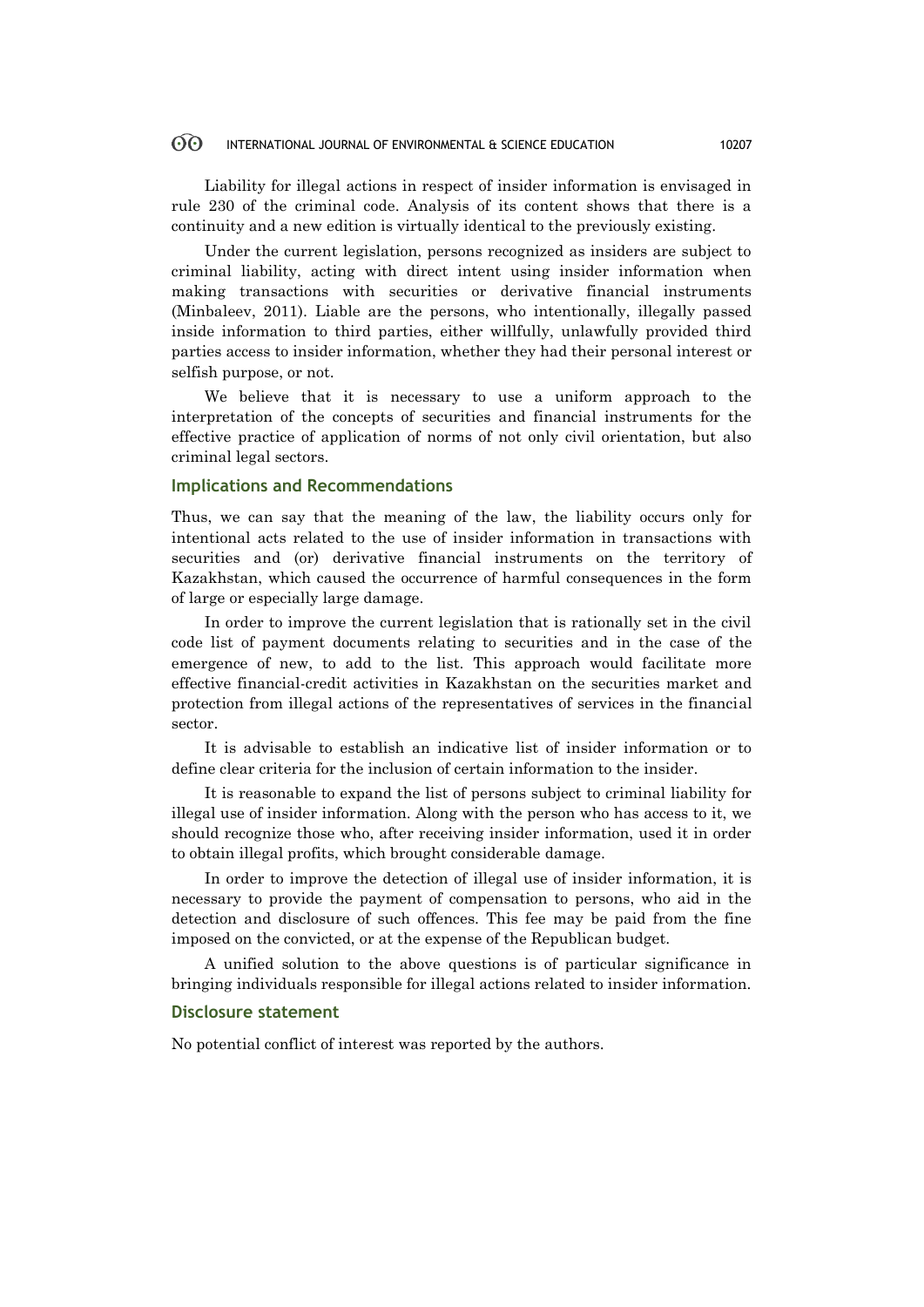Liability for illegal actions in respect of insider information is envisaged in rule 230 of the criminal code. Analysis of its content shows that there is a continuity and a new edition is virtually identical to the previously existing.

Under the current legislation, persons recognized as insiders are subject to criminal liability, acting with direct intent using insider information when making transactions with securities or derivative financial instruments (Minbaleev, 2011). Liable are the persons, who intentionally, illegally passed inside information to third parties, either willfully, unlawfully provided third parties access to insider information, whether they had their personal interest or selfish purpose, or not.

We believe that it is necessary to use a uniform approach to the interpretation of the concepts of securities and financial instruments for the effective practice of application of norms of not only civil orientation, but also criminal legal sectors.

## Implications and Recommendations

Thus, we can say that the meaning of the law, the liability occurs only for intentional acts related to the use of insider information in transactions with securities and (or) derivative financial instruments on the territory of Kazakhstan, which caused the occurrence of harmful consequences in the form of large or especially large damage.

In order to improve the current legislation that is rationally set in the civil code list of payment documents relating to securities and in the case of the emergence of new, to add to the list. This approach would facilitate more effective financial-credit activities in Kazakhstan on the securities market and protection from illegal actions of the representatives of services in the financial sector.

It is advisable to establish an indicative list of insider information or to define clear criteria for the inclusion of certain information to the insider.

It is reasonable to expand the list of persons subject to criminal liability for illegal use of insider information. Along with the person who has access to it, we should recognize those who, after receiving insider information, used it in order to obtain illegal profits, which brought considerable damage.

In order to improve the detection of illegal use of insider information, it is necessary to provide the payment of compensation to persons, who aid in the detection and disclosure of such offences. This fee may be paid from the fine imposed on the convicted, or at the expense of the Republican budget.

A unified solution to the above questions is of particular significance in bringing individuals responsible for illegal actions related to insider information.

## Disclosure statement

No potential conflict of interest was reported by the authors.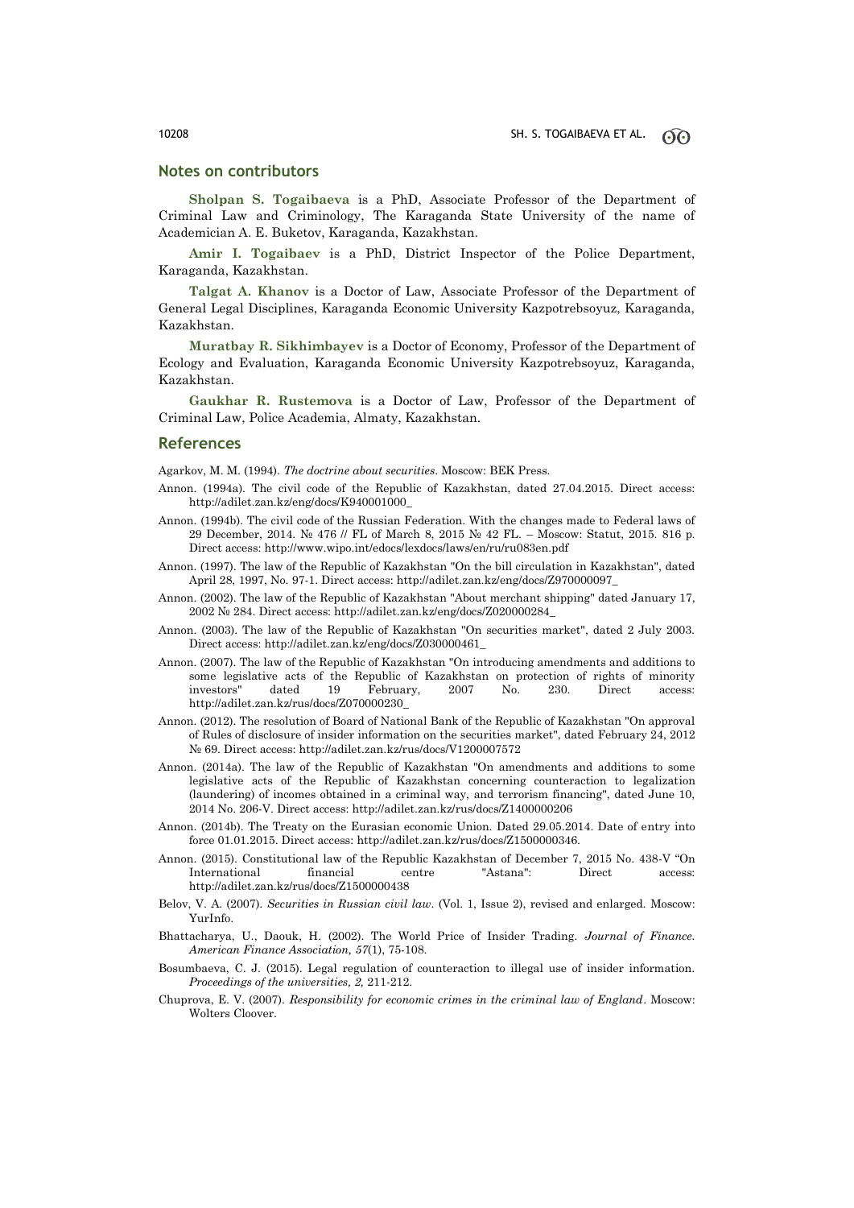## Notes on contributors

**Sholpan S. Togaibaeva** is a PhD, Associate Professor of the Department of Criminal Law and Criminology, The Karaganda State University of the name of Academician A. E. Buketov, Karaganda, Kazakhstan.

**Amir I. Togaibaev** is a PhD, District Inspector of the Police Department, Karaganda, Kazakhstan.

**Talgat A. Khanov** is a Doctor of Law, Associate Professor of the Department of General Legal Disciplines, Karaganda Economic University Kazpotrebsoyuz, Karaganda, Kazakhstan.

**Muratbay R. Sikhimbayev** is a Doctor of Economy, Professor of the Department of Ecology and Evaluation, Karaganda Economic University Kazpotrebsoyuz, Karaganda, Kazakhstan.

**Gaukhar R. Rustemova** is a Doctor of Law, Professor of the Department of Criminal Law, Police Academia, Almaty, Kazakhstan.

## References

Agarkov, M. M. (1994). *The doctrine about securities*. Moscow: BEK Press.

Annon. (1994a). The civil code of the Republic of Kazakhstan, dated 27.04.2015. Direct access: http://adilet.zan.kz/eng/docs/K940001000_

Annon. (1994b). The civil code of the Russian Federation. With the changes made to Federal laws of 29 December, 2014. № 476 // FL of March 8, 2015 № 42 FL. – Moscow: Statut, 2015. 816 p. Direct access: http://www.wipo.int/edocs/lexdocs/laws/en/ru/ru083en.pdf

Annon. (1997). The law of the Republic of Kazakhstan "On the bill circulation in Kazakhstan", dated April 28, 1997, No. 97-1. Direct access: http://adilet.zan.kz/eng/docs/Z970000097_

Annon. (2002). The law of the Republic of Kazakhstan "About merchant shipping" dated January 17, 2002 № 284. Direct access: http://adilet.zan.kz/eng/docs/Z020000284_

Annon. (2003). The law of the Republic of Kazakhstan "On securities market", dated 2 July 2003. Direct access: http://adilet.zan.kz/eng/docs/Z030000461_

Annon. (2007). The law of the Republic of Kazakhstan "On introducing amendments and additions to some legislative acts of the Republic of Kazakhstan on protection of rights of minority investors" dated 19 February, 2007 No. 230. Direct access: http://adilet.zan.kz/rus/docs/Z070000230_

Annon. (2012). The resolution of Board of National Bank of the Republic of Kazakhstan "On approval of Rules of disclosure of insider information on the securities market", dated February 24, 2012 № 69. Direct access: http://adilet.zan.kz/rus/docs/V1200007572

Annon. (2014a). The law of the Republic of Kazakhstan "On amendments and additions to some legislative acts of the Republic of Kazakhstan concerning counteraction to legalization (laundering) of incomes obtained in a criminal way, and terrorism financing", dated June 10, 2014 No. 206-V. Direct access: http://adilet.zan.kz/rus/docs/Z1400000206

Annon. (2014b). The Treaty on the Eurasian economic Union. Dated 29.05.2014. Date of entry into force 01.01.2015. Direct access: http://adilet.zan.kz/rus/docs/Z1500000346.

Annon. (2015). Constitutional law of the Republic Kazakhstan of December 7, 2015 No. 438-V "On International financial centre "Astana": Direct access: http://adilet.zan.kz/rus/docs/Z1500000438

Belov, V. A. (2007). *Securities in Russian civil law*. (Vol. 1, Issue 2), revised and enlarged. Moscow: YurInfo.

Bhattacharya, U., Daouk, H. (2002). The World Price of Insider Trading. *Journal of Finance. American Finance Association, 57*(1), 75-108.

Bosumbaeva, C. J. (2015). Legal regulation of counteraction to illegal use of insider information. *Proceedings of the universities, 2,* 211-212.

Chuprova, E. V. (2007). *Responsibility for economic crimes in the criminal law of England*. Moscow: Wolters Cloover.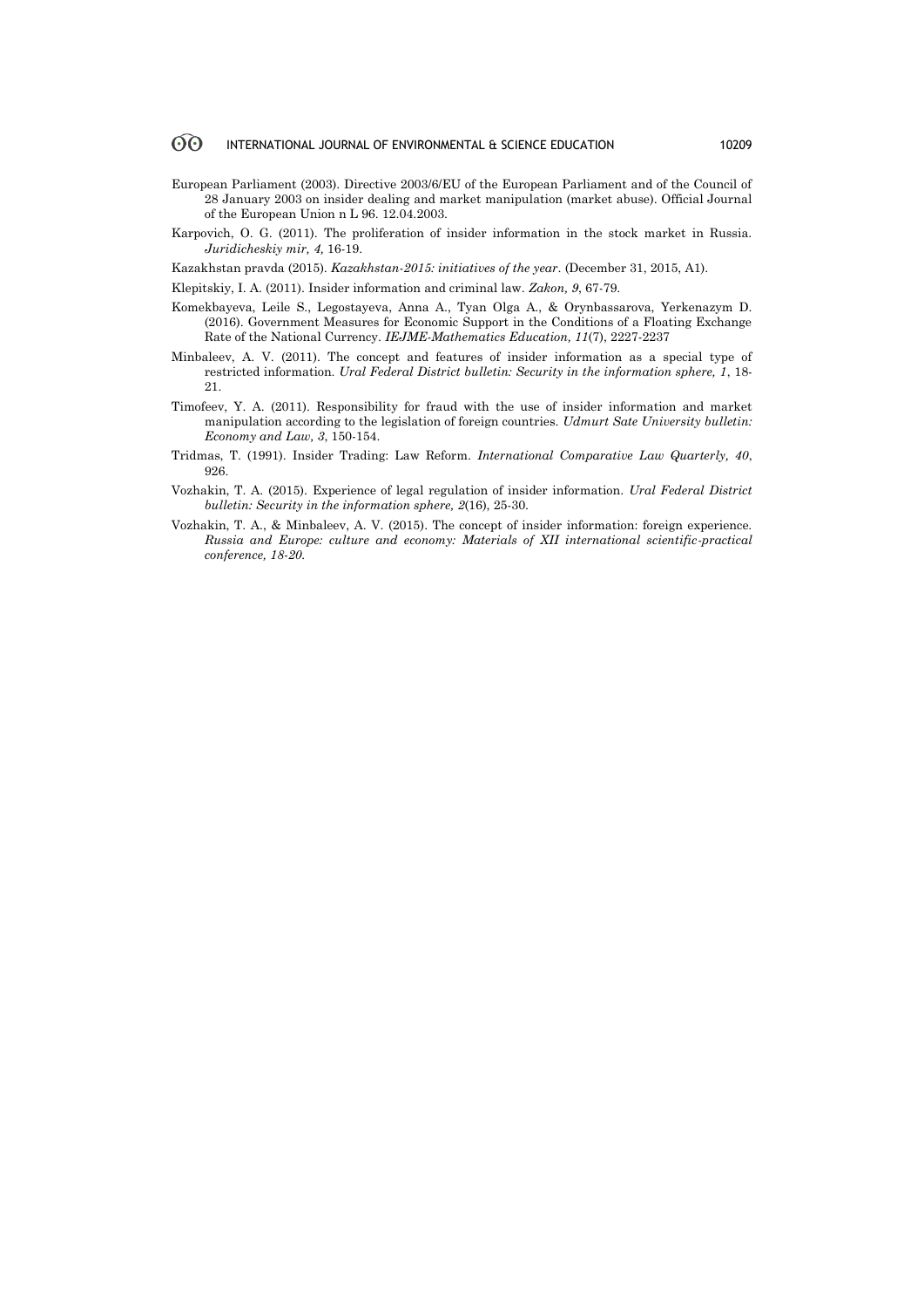European Parliament (2003). Directive 2003/6/EU of the European Parliament and of the Council of 28 January 2003 on insider dealing and market manipulation (market abuse). Official Journal of the European Union n L 96. 12.04.2003.

Karpovich, O. G. (2011). The proliferation of insider information in the stock market in Russia. *Juridicheskiy mir, 4,* 16-19.

Kazakhstan pravda (2015). *Kazakhstan-2015: initiatives of the year*. (December 31, 2015, A1).

Klepitskiy, I. A. (2011). Insider information and criminal law. *Zakon, 9*, 67-79.

Komekbayeva, Leile S., Legostayeva, Anna A., Tyan Olga A., & Orynbassarova, Yerkenazym D. (2016). Government Measures for Economic Support in the Conditions of a Floating Exchange Rate of the National Currency. *IEJME-Mathematics Education, 11*(7), 2227-2237

Minbaleev, A. V. (2011). The concept and features of insider information as a special type of restricted information. *Ural Federal District bulletin: Security in the information sphere, 1*, 18-21.

Timofeev, Y. A. (2011). Responsibility for fraud with the use of insider information and market manipulation according to the legislation of foreign countries. *Udmurt Sate University bulletin: Economy and Law, 3*, 150-154.

Tridmas, T. (1991). Insider Trading: Law Reform. *International Comparative Law Quarterly, 40*, 926.

Vozhakin, T. A. (2015). Experience of legal regulation of insider information. *Ural Federal District bulletin: Security in the information sphere, 2*(16), 25-30.

Vozhakin, T. A., & Minbaleev, A. V. (2015). The concept of insider information: foreign experience. *Russia and Europe: culture and economy: Materials of XII international scientific-practical conference, 18-20.*